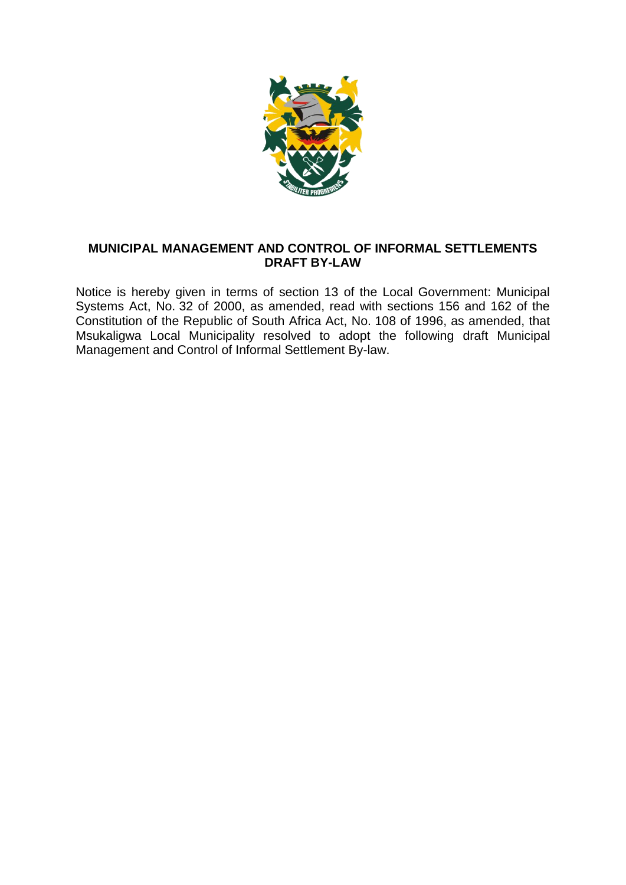# MUNICIPAL MANAGEMENT AND CONTROL OF INFORMAL SETTLEMENTS DRAFT BY-LAW

Notice is hereby given in terms of section 13 of the Local Government: Municipal Systems Act, No. 32 of 2000, as amended, read with sections 156 and 162 of the Constitution of the Republic of South Africa Act, No. 108 of 1996, as amended, that Msukaligwa Local Municipality resolved to adopt the following draft Municipal Management and Control of Informal Settlement By-law.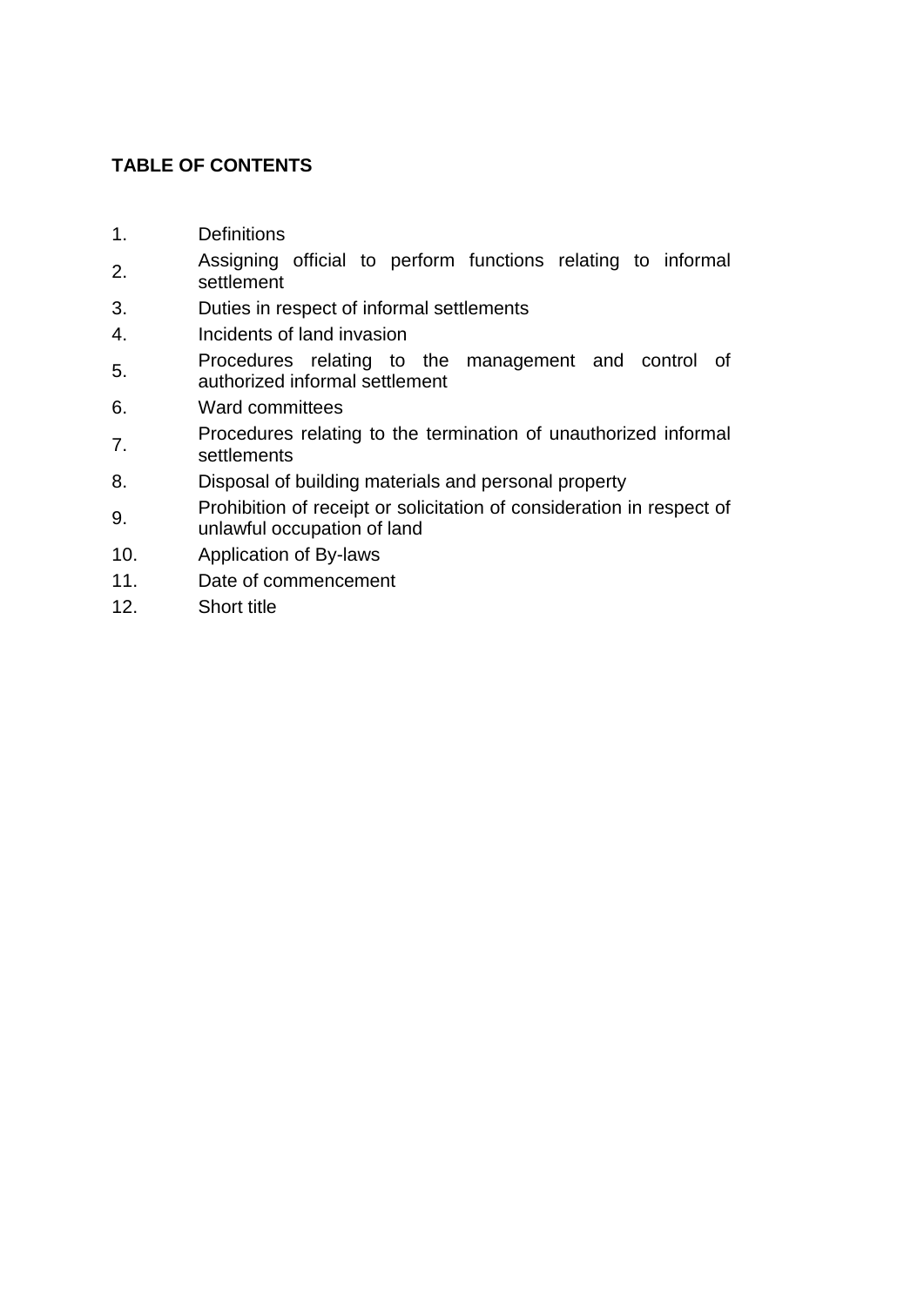**TABLE OF CONTENTS**

1. Definitions
2. Assigning official to perform functions relating to informal settlement
3. Duties in respect of informal settlements
4. Incidents of land invasion
5. Procedures relating to the management and control of authorized informal settlement
6. Ward committees
7. Procedures relating to the termination of unauthorized informal settlements
8. Disposal of building materials and personal property
9. Prohibition of receipt or solicitation of consideration in respect of unlawful occupation of land
10. Application of By-laws
11. Date of commencement
12. Short title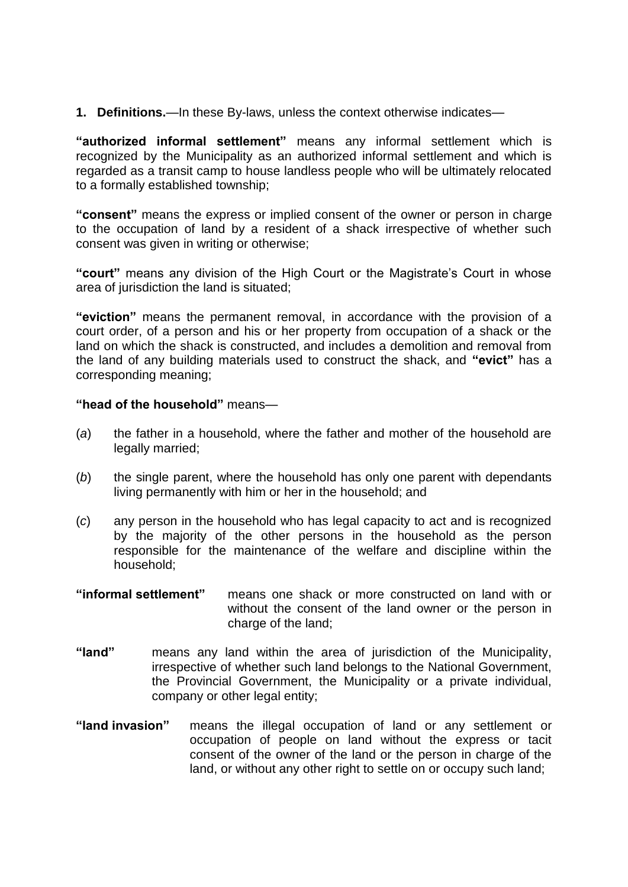**1. Definitions.**—In these By-laws, unless the context otherwise indicates—

**"authorized informal settlement"** means any informal settlement which is recognized by the Municipality as an authorized informal settlement and which is regarded as a transit camp to house landless people who will be ultimately relocated to a formally established township;

**"consent"** means the express or implied consent of the owner or person in charge to the occupation of land by a resident of a shack irrespective of whether such consent was given in writing or otherwise;

**"court"** means any division of the High Court or the Magistrate's Court in whose area of jurisdiction the land is situated;

**"eviction"** means the permanent removal, in accordance with the provision of a court order, of a person and his or her property from occupation of a shack or the land on which the shack is constructed, and includes a demolition and removal from the land of any building materials used to construct the shack, and **"evict"** has a corresponding meaning;

**"head of the household"** means—

(*a*) the father in a household, where the father and mother of the household are legally married;

(*b*) the single parent, where the household has only one parent with dependants living permanently with him or her in the household; and

(*c*) any person in the household who has legal capacity to act and is recognized by the majority of the other persons in the household as the person responsible for the maintenance of the welfare and discipline within the household;

**"informal settlement"** means one shack or more constructed on land with or without the consent of the land owner or the person in charge of the land;

**"land"** means any land within the area of jurisdiction of the Municipality, irrespective of whether such land belongs to the National Government, the Provincial Government, the Municipality or a private individual, company or other legal entity;

**"land invasion"** means the illegal occupation of land or any settlement or occupation of people on land without the express or tacit consent of the owner of the land or the person in charge of the land, or without any other right to settle on or occupy such land;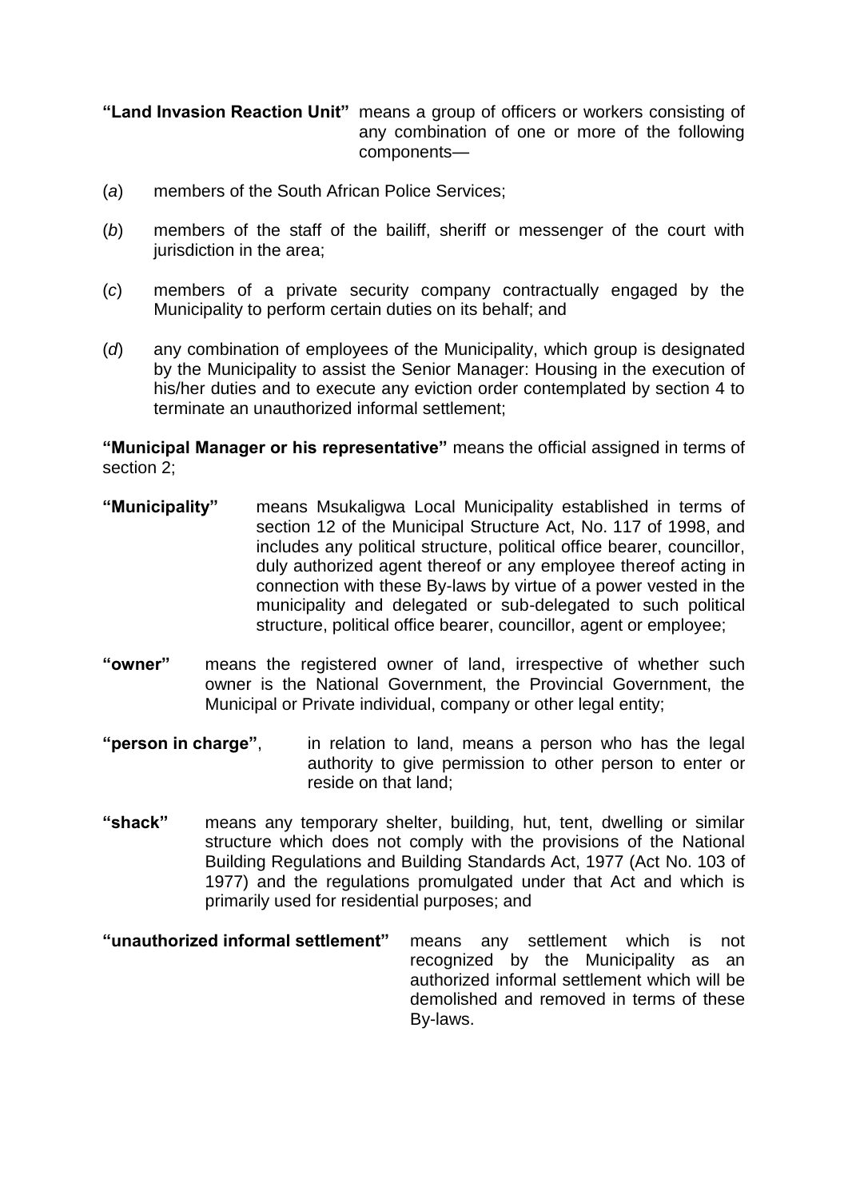**"Land Invasion Reaction Unit"** means a group of officers or workers consisting of any combination of one or more of the following components—

(*a*) members of the South African Police Services;

(*b*) members of the staff of the bailiff, sheriff or messenger of the court with jurisdiction in the area;

(*c*) members of a private security company contractually engaged by the Municipality to perform certain duties on its behalf; and

(*d*) any combination of employees of the Municipality, which group is designated by the Municipality to assist the Senior Manager: Housing in the execution of his/her duties and to execute any eviction order contemplated by section 4 to terminate an unauthorized informal settlement;

**"Municipal Manager or his representative"** means the official assigned in terms of section 2;

**"Municipality"** means Msukaligwa Local Municipality established in terms of section 12 of the Municipal Structure Act, No. 117 of 1998, and includes any political structure, political office bearer, councillor, duly authorized agent thereof or any employee thereof acting in connection with these By-laws by virtue of a power vested in the municipality and delegated or sub-delegated to such political structure, political office bearer, councillor, agent or employee;

**"owner"** means the registered owner of land, irrespective of whether such owner is the National Government, the Provincial Government, the Municipal or Private individual, company or other legal entity;

**"person in charge"**, in relation to land, means a person who has the legal authority to give permission to other person to enter or reside on that land;

**"shack"** means any temporary shelter, building, hut, tent, dwelling or similar structure which does not comply with the provisions of the National Building Regulations and Building Standards Act, 1977 (Act No. 103 of 1977) and the regulations promulgated under that Act and which is primarily used for residential purposes; and

**"unauthorized informal settlement"** means any settlement which is not recognized by the Municipality as an authorized informal settlement which will be demolished and removed in terms of these By-laws.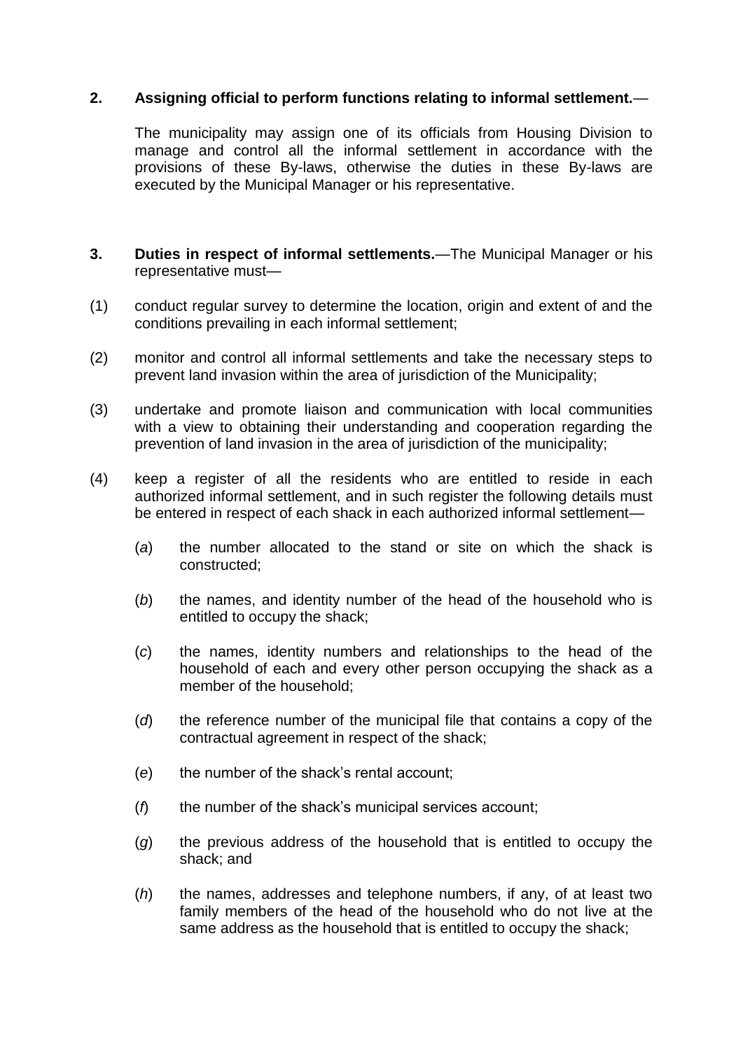**2. Assigning official to perform functions relating to informal settlement.**—

The municipality may assign one of its officials from Housing Division to manage and control all the informal settlement in accordance with the provisions of these By-laws, otherwise the duties in these By-laws are executed by the Municipal Manager or his representative.

**3. Duties in respect of informal settlements.**—The Municipal Manager or his representative must—

(1) conduct regular survey to determine the location, origin and extent of and the conditions prevailing in each informal settlement;

(2) monitor and control all informal settlements and take the necessary steps to prevent land invasion within the area of jurisdiction of the Municipality;

(3) undertake and promote liaison and communication with local communities with a view to obtaining their understanding and cooperation regarding the prevention of land invasion in the area of jurisdiction of the municipality;

(4) keep a register of all the residents who are entitled to reside in each authorized informal settlement, and in such register the following details must be entered in respect of each shack in each authorized informal settlement—

(*a*) the number allocated to the stand or site on which the shack is constructed;

(*b*) the names, and identity number of the head of the household who is entitled to occupy the shack;

(*c*) the names, identity numbers and relationships to the head of the household of each and every other person occupying the shack as a member of the household;

(*d*) the reference number of the municipal file that contains a copy of the contractual agreement in respect of the shack;

(*e*) the number of the shack's rental account;

(*f*) the number of the shack's municipal services account;

(*g*) the previous address of the household that is entitled to occupy the shack; and

(*h*) the names, addresses and telephone numbers, if any, of at least two family members of the head of the household who do not live at the same address as the household that is entitled to occupy the shack;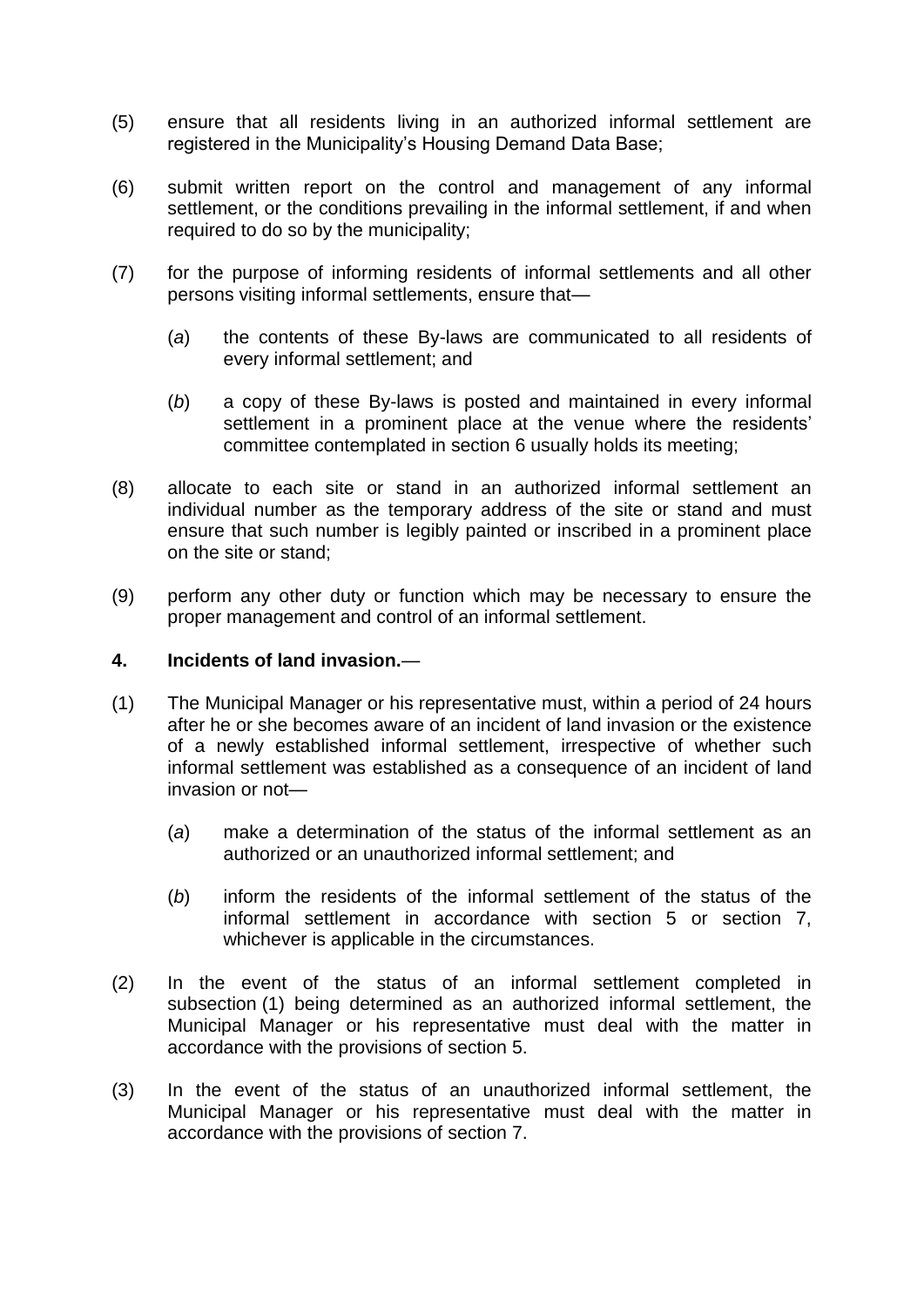(5) ensure that all residents living in an authorized informal settlement are registered in the Municipality's Housing Demand Data Base;

(6) submit written report on the control and management of any informal settlement, or the conditions prevailing in the informal settlement, if and when required to do so by the municipality;

(7) for the purpose of informing residents of informal settlements and all other persons visiting informal settlements, ensure that—

 (*a*) the contents of these By-laws are communicated to all residents of every informal settlement; and

 (*b*) a copy of these By-laws is posted and maintained in every informal settlement in a prominent place at the venue where the residents' committee contemplated in section 6 usually holds its meeting;

(8) allocate to each site or stand in an authorized informal settlement an individual number as the temporary address of the site or stand and must ensure that such number is legibly painted or inscribed in a prominent place on the site or stand;

(9) perform any other duty or function which may be necessary to ensure the proper management and control of an informal settlement.

**4. Incidents of land invasion.**—

(1) The Municipal Manager or his representative must, within a period of 24 hours after he or she becomes aware of an incident of land invasion or the existence of a newly established informal settlement, irrespective of whether such informal settlement was established as a consequence of an incident of land invasion or not—

 (*a*) make a determination of the status of the informal settlement as an authorized or an unauthorized informal settlement; and

 (*b*) inform the residents of the informal settlement of the status of the informal settlement in accordance with section 5 or section 7, whichever is applicable in the circumstances.

(2) In the event of the status of an informal settlement completed in subsection (1) being determined as an authorized informal settlement, the Municipal Manager or his representative must deal with the matter in accordance with the provisions of section 5.

(3) In the event of the status of an unauthorized informal settlement, the Municipal Manager or his representative must deal with the matter in accordance with the provisions of section 7.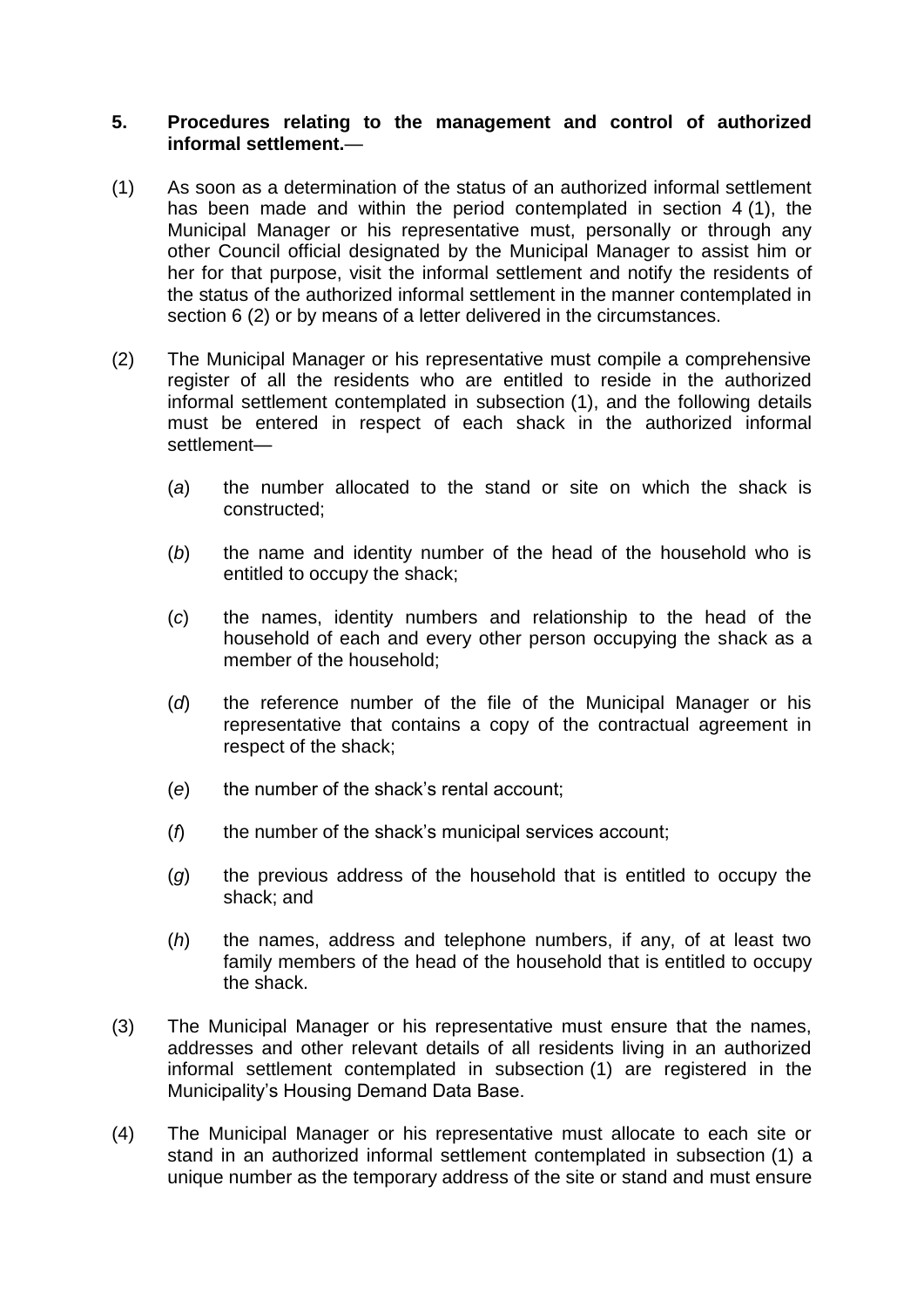**5. Procedures relating to the management and control of authorized informal settlement.**—

(1) As soon as a determination of the status of an authorized informal settlement has been made and within the period contemplated in section 4 (1), the Municipal Manager or his representative must, personally or through any other Council official designated by the Municipal Manager to assist him or her for that purpose, visit the informal settlement and notify the residents of the status of the authorized informal settlement in the manner contemplated in section 6 (2) or by means of a letter delivered in the circumstances.

(2) The Municipal Manager or his representative must compile a comprehensive register of all the residents who are entitled to reside in the authorized informal settlement contemplated in subsection (1), and the following details must be entered in respect of each shack in the authorized informal settlement—

(*a*) the number allocated to the stand or site on which the shack is constructed;

(*b*) the name and identity number of the head of the household who is entitled to occupy the shack;

(*c*) the names, identity numbers and relationship to the head of the household of each and every other person occupying the shack as a member of the household;

(*d*) the reference number of the file of the Municipal Manager or his representative that contains a copy of the contractual agreement in respect of the shack;

(*e*) the number of the shack's rental account;

(*f*) the number of the shack's municipal services account;

(*g*) the previous address of the household that is entitled to occupy the shack; and

(*h*) the names, address and telephone numbers, if any, of at least two family members of the head of the household that is entitled to occupy the shack.

(3) The Municipal Manager or his representative must ensure that the names, addresses and other relevant details of all residents living in an authorized informal settlement contemplated in subsection (1) are registered in the Municipality's Housing Demand Data Base.

(4) The Municipal Manager or his representative must allocate to each site or stand in an authorized informal settlement contemplated in subsection (1) a unique number as the temporary address of the site or stand and must ensure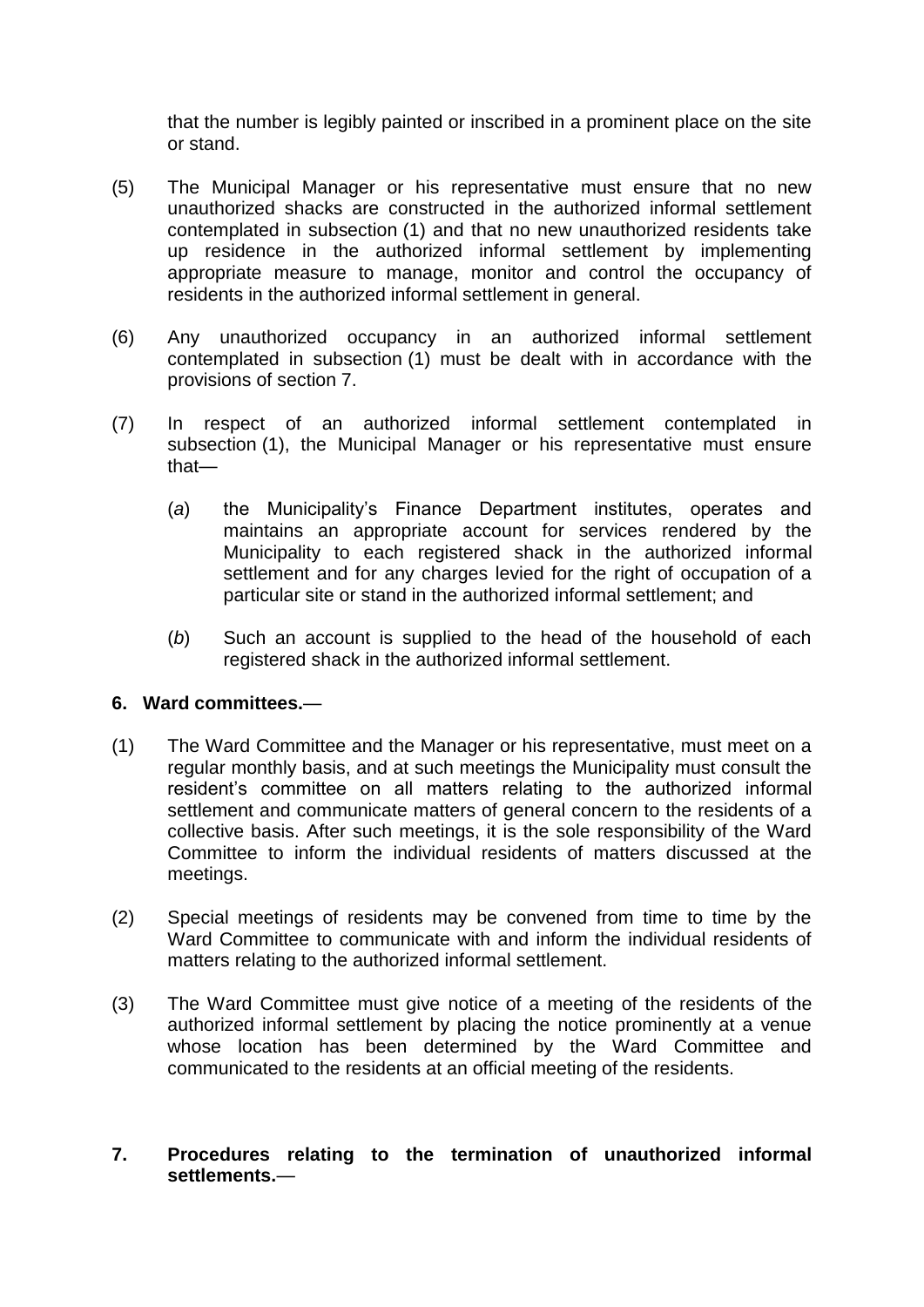that the number is legibly painted or inscribed in a prominent place on the site or stand.

(5) The Municipal Manager or his representative must ensure that no new unauthorized shacks are constructed in the authorized informal settlement contemplated in subsection (1) and that no new unauthorized residents take up residence in the authorized informal settlement by implementing appropriate measure to manage, monitor and control the occupancy of residents in the authorized informal settlement in general.

(6) Any unauthorized occupancy in an authorized informal settlement contemplated in subsection (1) must be dealt with in accordance with the provisions of section 7.

(7) In respect of an authorized informal settlement contemplated in subsection (1), the Municipal Manager or his representative must ensure that—

   (*a*) the Municipality's Finance Department institutes, operates and maintains an appropriate account for services rendered by the Municipality to each registered shack in the authorized informal settlement and for any charges levied for the right of occupation of a particular site or stand in the authorized informal settlement; and

   (*b*) Such an account is supplied to the head of the household of each registered shack in the authorized informal settlement.

**6. Ward committees.**—

(1) The Ward Committee and the Manager or his representative, must meet on a regular monthly basis, and at such meetings the Municipality must consult the resident's committee on all matters relating to the authorized informal settlement and communicate matters of general concern to the residents of a collective basis. After such meetings, it is the sole responsibility of the Ward Committee to inform the individual residents of matters discussed at the meetings.

(2) Special meetings of residents may be convened from time to time by the Ward Committee to communicate with and inform the individual residents of matters relating to the authorized informal settlement.

(3) The Ward Committee must give notice of a meeting of the residents of the authorized informal settlement by placing the notice prominently at a venue whose location has been determined by the Ward Committee and communicated to the residents at an official meeting of the residents.

**7. Procedures relating to the termination of unauthorized informal settlements.**—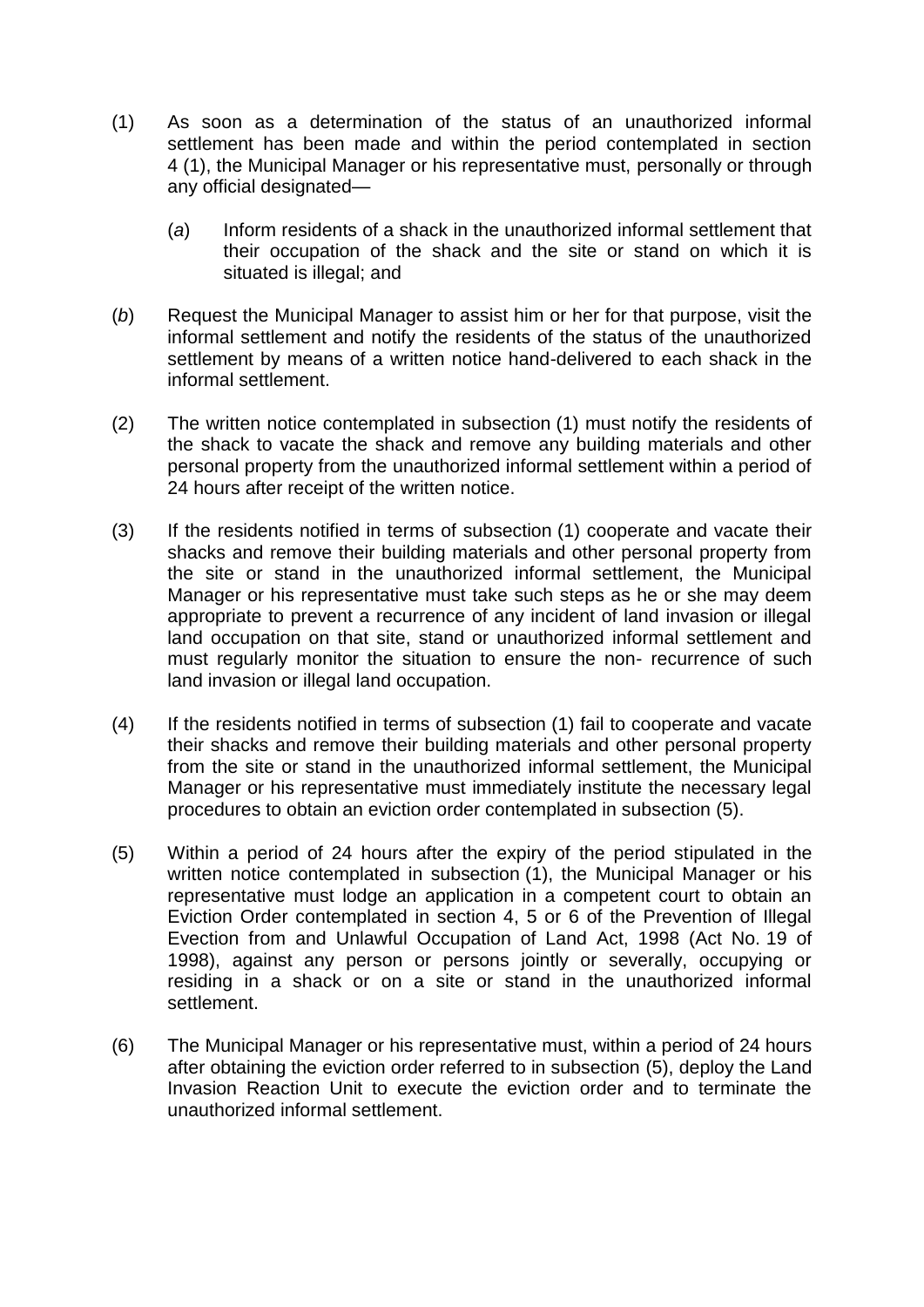(1) As soon as a determination of the status of an unauthorized informal settlement has been made and within the period contemplated in section 4 (1), the Municipal Manager or his representative must, personally or through any official designated—

   (*a*) Inform residents of a shack in the unauthorized informal settlement that their occupation of the shack and the site or stand on which it is situated is illegal; and

(*b*) Request the Municipal Manager to assist him or her for that purpose, visit the informal settlement and notify the residents of the status of the unauthorized settlement by means of a written notice hand-delivered to each shack in the informal settlement.

(2) The written notice contemplated in subsection (1) must notify the residents of the shack to vacate the shack and remove any building materials and other personal property from the unauthorized informal settlement within a period of 24 hours after receipt of the written notice.

(3) If the residents notified in terms of subsection (1) cooperate and vacate their shacks and remove their building materials and other personal property from the site or stand in the unauthorized informal settlement, the Municipal Manager or his representative must take such steps as he or she may deem appropriate to prevent a recurrence of any incident of land invasion or illegal land occupation on that site, stand or unauthorized informal settlement and must regularly monitor the situation to ensure the non- recurrence of such land invasion or illegal land occupation.

(4) If the residents notified in terms of subsection (1) fail to cooperate and vacate their shacks and remove their building materials and other personal property from the site or stand in the unauthorized informal settlement, the Municipal Manager or his representative must immediately institute the necessary legal procedures to obtain an eviction order contemplated in subsection (5).

(5) Within a period of 24 hours after the expiry of the period stipulated in the written notice contemplated in subsection (1), the Municipal Manager or his representative must lodge an application in a competent court to obtain an Eviction Order contemplated in section 4, 5 or 6 of the Prevention of Illegal Evection from and Unlawful Occupation of Land Act, 1998 (Act No. 19 of 1998), against any person or persons jointly or severally, occupying or residing in a shack or on a site or stand in the unauthorized informal settlement.

(6) The Municipal Manager or his representative must, within a period of 24 hours after obtaining the eviction order referred to in subsection (5), deploy the Land Invasion Reaction Unit to execute the eviction order and to terminate the unauthorized informal settlement.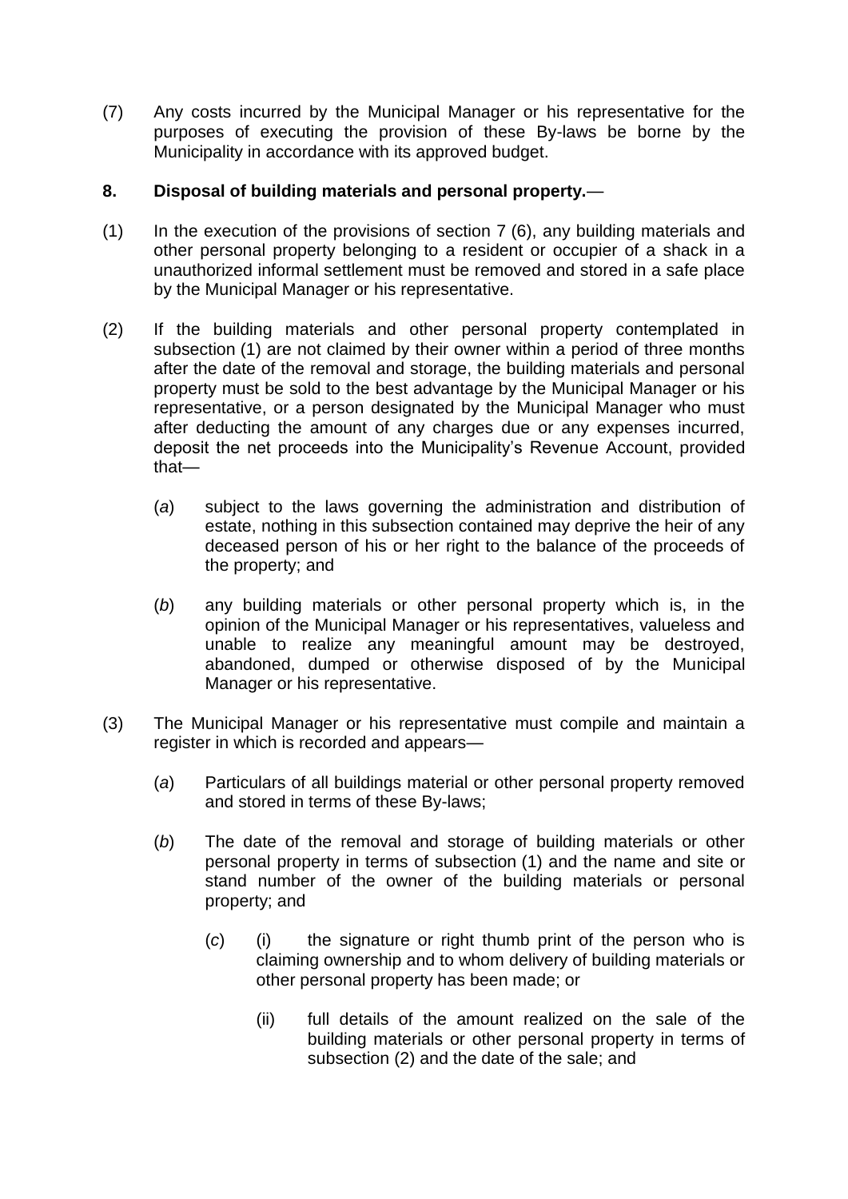(7) Any costs incurred by the Municipal Manager or his representative for the purposes of executing the provision of these By-laws be borne by the Municipality in accordance with its approved budget.

**8. Disposal of building materials and personal property.**—

(1) In the execution of the provisions of section 7 (6), any building materials and other personal property belonging to a resident or occupier of a shack in a unauthorized informal settlement must be removed and stored in a safe place by the Municipal Manager or his representative.

(2) If the building materials and other personal property contemplated in subsection (1) are not claimed by their owner within a period of three months after the date of the removal and storage, the building materials and personal property must be sold to the best advantage by the Municipal Manager or his representative, or a person designated by the Municipal Manager who must after deducting the amount of any charges due or any expenses incurred, deposit the net proceeds into the Municipality's Revenue Account, provided that—

  (*a*) subject to the laws governing the administration and distribution of estate, nothing in this subsection contained may deprive the heir of any deceased person of his or her right to the balance of the proceeds of the property; and

  (*b*) any building materials or other personal property which is, in the opinion of the Municipal Manager or his representatives, valueless and unable to realize any meaningful amount may be destroyed, abandoned, dumped or otherwise disposed of by the Municipal Manager or his representative.

(3) The Municipal Manager or his representative must compile and maintain a register in which is recorded and appears—

  (*a*) Particulars of all buildings material or other personal property removed and stored in terms of these By-laws;

  (*b*) The date of the removal and storage of building materials or other personal property in terms of subsection (1) and the name and site or stand number of the owner of the building materials or personal property; and

  (*c*) (i) the signature or right thumb print of the person who is claiming ownership and to whom delivery of building materials or other personal property has been made; or

    (ii) full details of the amount realized on the sale of the building materials or other personal property in terms of subsection (2) and the date of the sale; and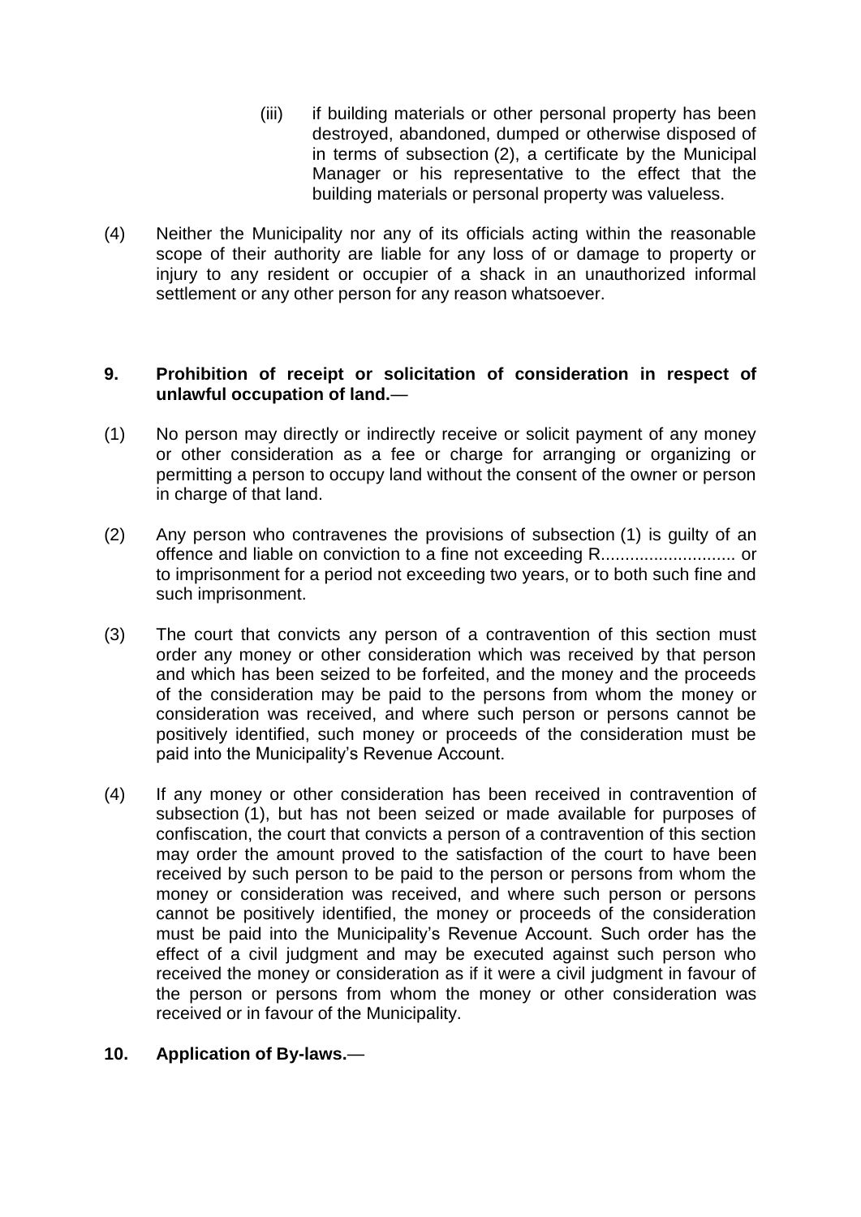(iii) if building materials or other personal property has been destroyed, abandoned, dumped or otherwise disposed of in terms of subsection (2), a certificate by the Municipal Manager or his representative to the effect that the building materials or personal property was valueless.

(4) Neither the Municipality nor any of its officials acting within the reasonable scope of their authority are liable for any loss of or damage to property or injury to any resident or occupier of a shack in an unauthorized informal settlement or any other person for any reason whatsoever.

**9. Prohibition of receipt or solicitation of consideration in respect of unlawful occupation of land.**—

(1) No person may directly or indirectly receive or solicit payment of any money or other consideration as a fee or charge for arranging or organizing or permitting a person to occupy land without the consent of the owner or person in charge of that land.

(2) Any person who contravenes the provisions of subsection (1) is guilty of an offence and liable on conviction to a fine not exceeding R............................ or to imprisonment for a period not exceeding two years, or to both such fine and such imprisonment.

(3) The court that convicts any person of a contravention of this section must order any money or other consideration which was received by that person and which has been seized to be forfeited, and the money and the proceeds of the consideration may be paid to the persons from whom the money or consideration was received, and where such person or persons cannot be positively identified, such money or proceeds of the consideration must be paid into the Municipality's Revenue Account.

(4) If any money or other consideration has been received in contravention of subsection (1), but has not been seized or made available for purposes of confiscation, the court that convicts a person of a contravention of this section may order the amount proved to the satisfaction of the court to have been received by such person to be paid to the person or persons from whom the money or consideration was received, and where such person or persons cannot be positively identified, the money or proceeds of the consideration must be paid into the Municipality's Revenue Account. Such order has the effect of a civil judgment and may be executed against such person who received the money or consideration as if it were a civil judgment in favour of the person or persons from whom the money or other consideration was received or in favour of the Municipality.

**10. Application of By-laws.**—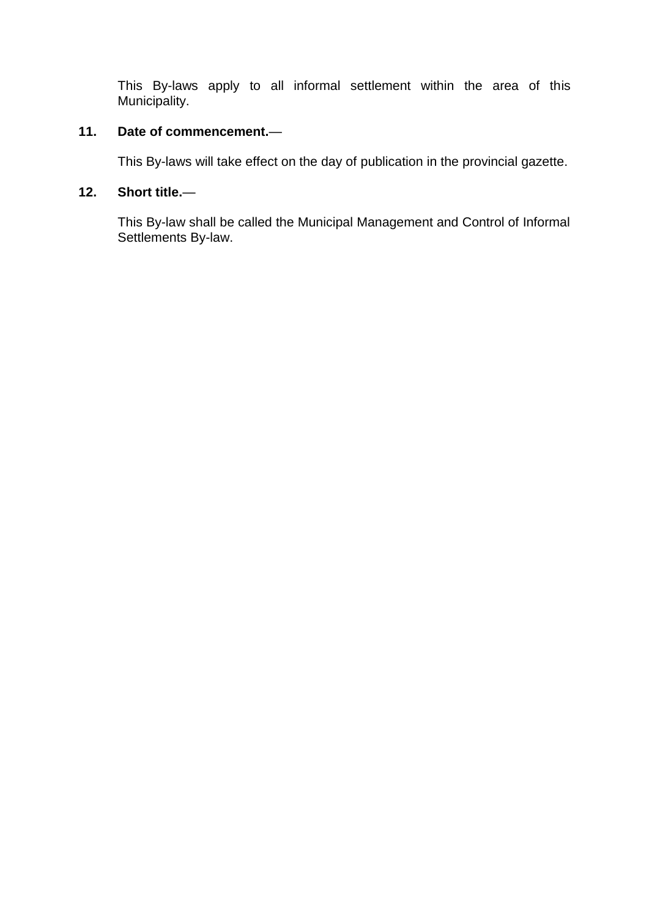This By-laws apply to all informal settlement within the area of this Municipality.

**11. Date of commencement.**—

This By-laws will take effect on the day of publication in the provincial gazette.

**12. Short title.**—

This By-law shall be called the Municipal Management and Control of Informal Settlements By-law.